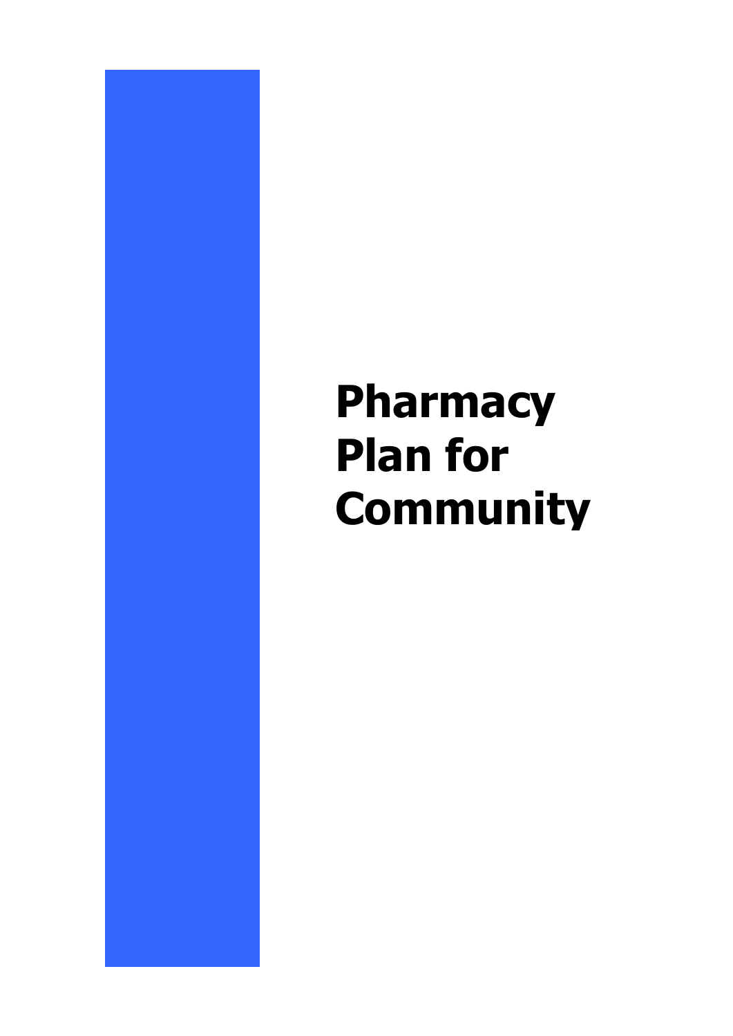# Pharmacy Plan for Community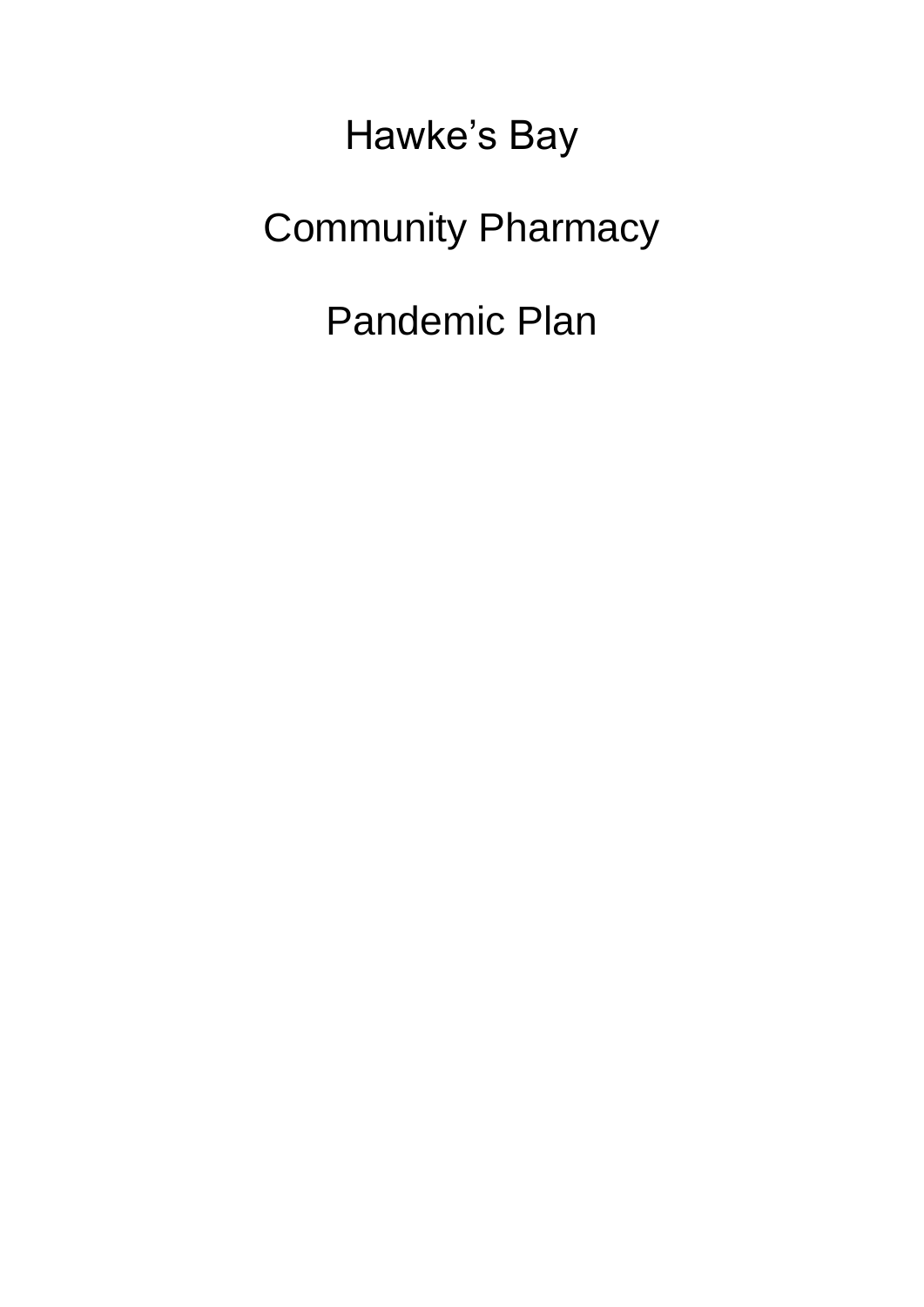# Hawke's Bay

# Community Pharmacy

# Pandemic Plan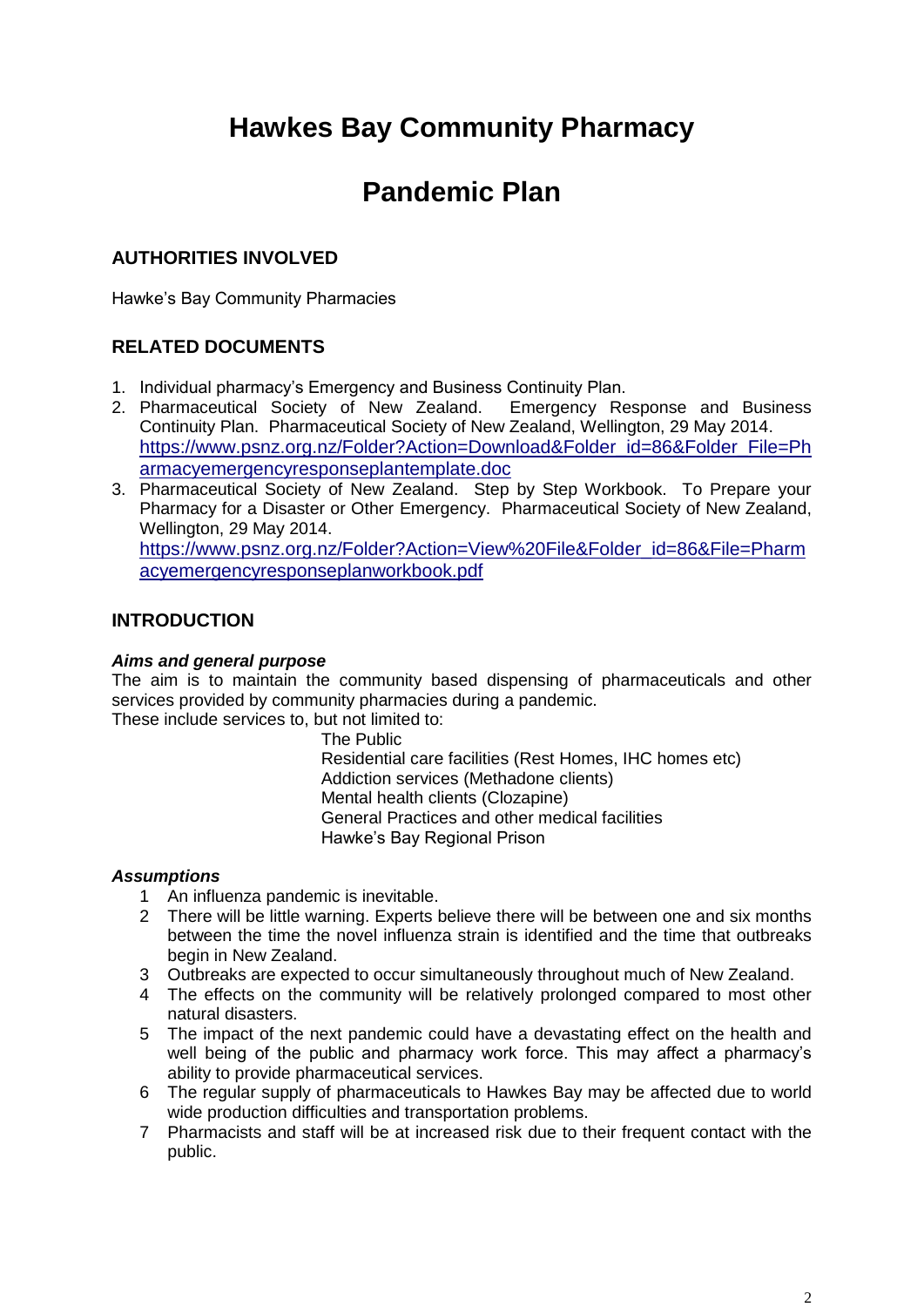# Hawkes Bay Community Pharmacy

# Pandemic Plan

## AUTHORITIES INVOLVED

Hawke's Bay Community Pharmacies

## RELATED DOCUMENTS

1. Individual pharmacy's Emergency and Business Continuity Plan.
2. Pharmaceutical Society of New Zealand. Emergency Response and Business Continuity Plan. Pharmaceutical Society of New Zealand, Wellington, 29 May 2014. https://www.psnz.org.nz/Folder?Action=Download&Folder_id=86&Folder_File=Pharmacyemergencyresponseplantemplate.doc
3. Pharmaceutical Society of New Zealand. Step by Step Workbook. To Prepare your Pharmacy for a Disaster or Other Emergency. Pharmaceutical Society of New Zealand, Wellington, 29 May 2014. https://www.psnz.org.nz/Folder?Action=View%20File&Folder_id=86&File=Pharmacyemergencyresponseplanworkbook.pdf

## INTRODUCTION

### *Aims and general purpose*

The aim is to maintain the community based dispensing of pharmaceuticals and other services provided by community pharmacies during a pandemic.
These include services to, but not limited to:

- The Public
- Residential care facilities (Rest Homes, IHC homes etc)
- Addiction services (Methadone clients)
- Mental health clients (Clozapine)
- General Practices and other medical facilities
- Hawke's Bay Regional Prison

### *Assumptions*

1. An influenza pandemic is inevitable.
2. There will be little warning. Experts believe there will be between one and six months between the time the novel influenza strain is identified and the time that outbreaks begin in New Zealand.
3. Outbreaks are expected to occur simultaneously throughout much of New Zealand.
4. The effects on the community will be relatively prolonged compared to most other natural disasters.
5. The impact of the next pandemic could have a devastating effect on the health and well being of the public and pharmacy work force. This may affect a pharmacy's ability to provide pharmaceutical services.
6. The regular supply of pharmaceuticals to Hawkes Bay may be affected due to world wide production difficulties and transportation problems.
7. Pharmacists and staff will be at increased risk due to their frequent contact with the public.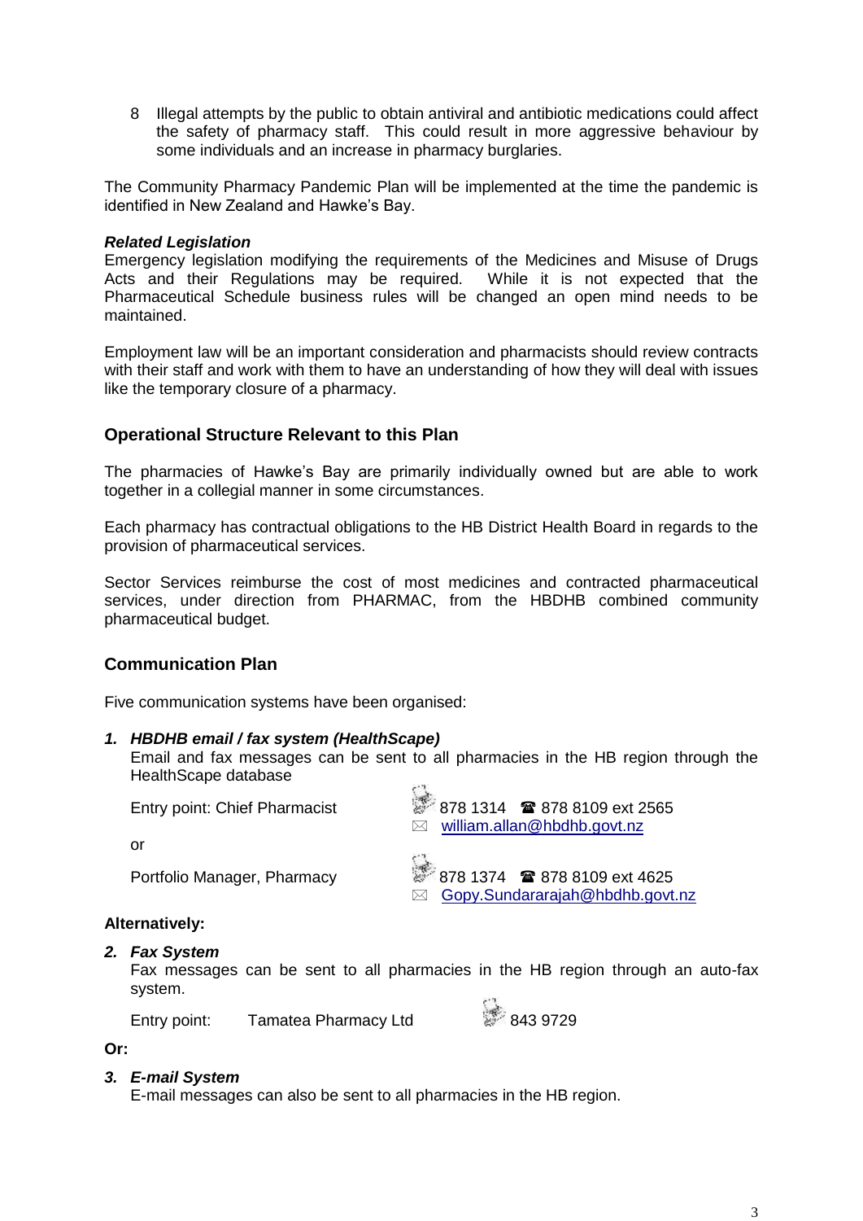8 Illegal attempts by the public to obtain antiviral and antibiotic medications could affect the safety of pharmacy staff. This could result in more aggressive behaviour by some individuals and an increase in pharmacy burglaries.

The Community Pharmacy Pandemic Plan will be implemented at the time the pandemic is identified in New Zealand and Hawke's Bay.

***Related Legislation***

Emergency legislation modifying the requirements of the Medicines and Misuse of Drugs Acts and their Regulations may be required. While it is not expected that the Pharmaceutical Schedule business rules will be changed an open mind needs to be maintained.

Employment law will be an important consideration and pharmacists should review contracts with their staff and work with them to have an understanding of how they will deal with issues like the temporary closure of a pharmacy.

## Operational Structure Relevant to this Plan

The pharmacies of Hawke's Bay are primarily individually owned but are able to work together in a collegial manner in some circumstances.

Each pharmacy has contractual obligations to the HB District Health Board in regards to the provision of pharmaceutical services.

Sector Services reimburse the cost of most medicines and contracted pharmaceutical services, under direction from PHARMAC, from the HBDHB combined community pharmaceutical budget.

## Communication Plan

Five communication systems have been organised:

1. ***HBDHB email / fax system (HealthScape)***

   Email and fax messages can be sent to all pharmacies in the HB region through the HealthScape database

   Entry point: Chief Pharmacist — Fax 878 1314 ☎ 878 8109 ext 2565
   ✉ william.allan@hbdhb.govt.nz

   or

   Portfolio Manager, Pharmacy — Fax 878 1374 ☎ 878 8109 ext 4625
   ✉ Gopy.Sundararajah@hbdhb.govt.nz

**Alternatively:**

2. ***Fax System***

   Fax messages can be sent to all pharmacies in the HB region through an auto-fax system.

   Entry point: Tamatea Pharmacy Ltd — Fax 843 9729

**Or:**

3. ***E-mail System***

   E-mail messages can also be sent to all pharmacies in the HB region.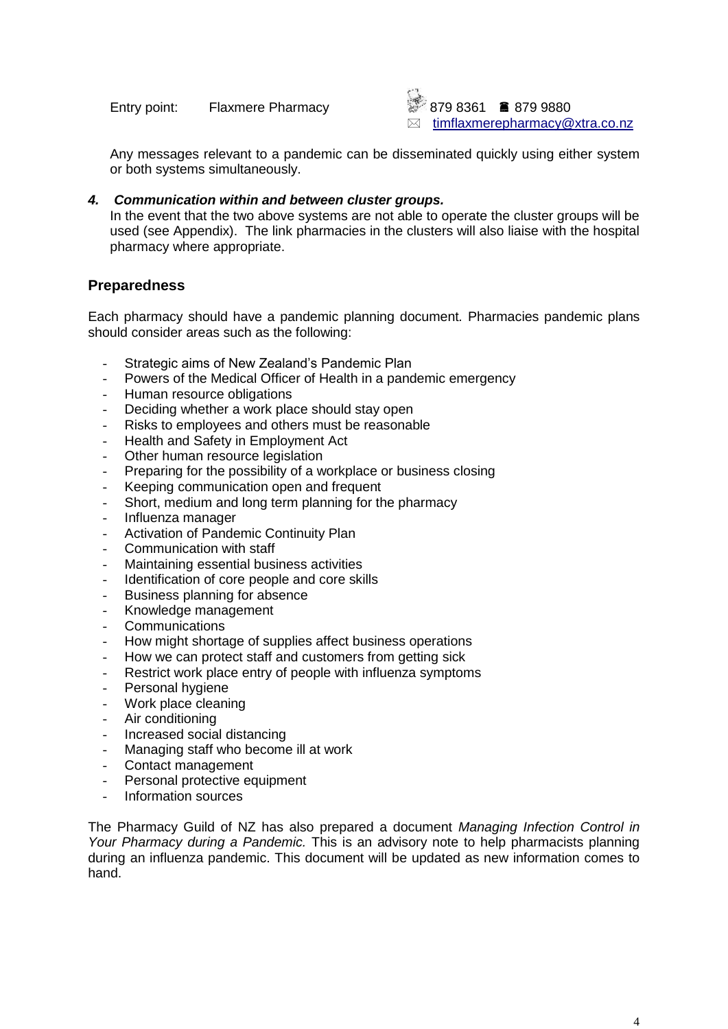Entry point: Flaxmere Pharmacy 879 8361 ☎ 879 9880
✉ timflaxmerepharmacy@xtra.co.nz

Any messages relevant to a pandemic can be disseminated quickly using either system or both systems simultaneously.

***4. Communication within and between cluster groups.***

In the event that the two above systems are not able to operate the cluster groups will be used (see Appendix). The link pharmacies in the clusters will also liaise with the hospital pharmacy where appropriate.

## Preparedness

Each pharmacy should have a pandemic planning document. Pharmacies pandemic plans should consider areas such as the following:

- Strategic aims of New Zealand's Pandemic Plan
- Powers of the Medical Officer of Health in a pandemic emergency
- Human resource obligations
- Deciding whether a work place should stay open
- Risks to employees and others must be reasonable
- Health and Safety in Employment Act
- Other human resource legislation
- Preparing for the possibility of a workplace or business closing
- Keeping communication open and frequent
- Short, medium and long term planning for the pharmacy
- Influenza manager
- Activation of Pandemic Continuity Plan
- Communication with staff
- Maintaining essential business activities
- Identification of core people and core skills
- Business planning for absence
- Knowledge management
- Communications
- How might shortage of supplies affect business operations
- How we can protect staff and customers from getting sick
- Restrict work place entry of people with influenza symptoms
- Personal hygiene
- Work place cleaning
- Air conditioning
- Increased social distancing
- Managing staff who become ill at work
- Contact management
- Personal protective equipment
- Information sources

The Pharmacy Guild of NZ has also prepared a document *Managing Infection Control in Your Pharmacy during a Pandemic.* This is an advisory note to help pharmacists planning during an influenza pandemic. This document will be updated as new information comes to hand.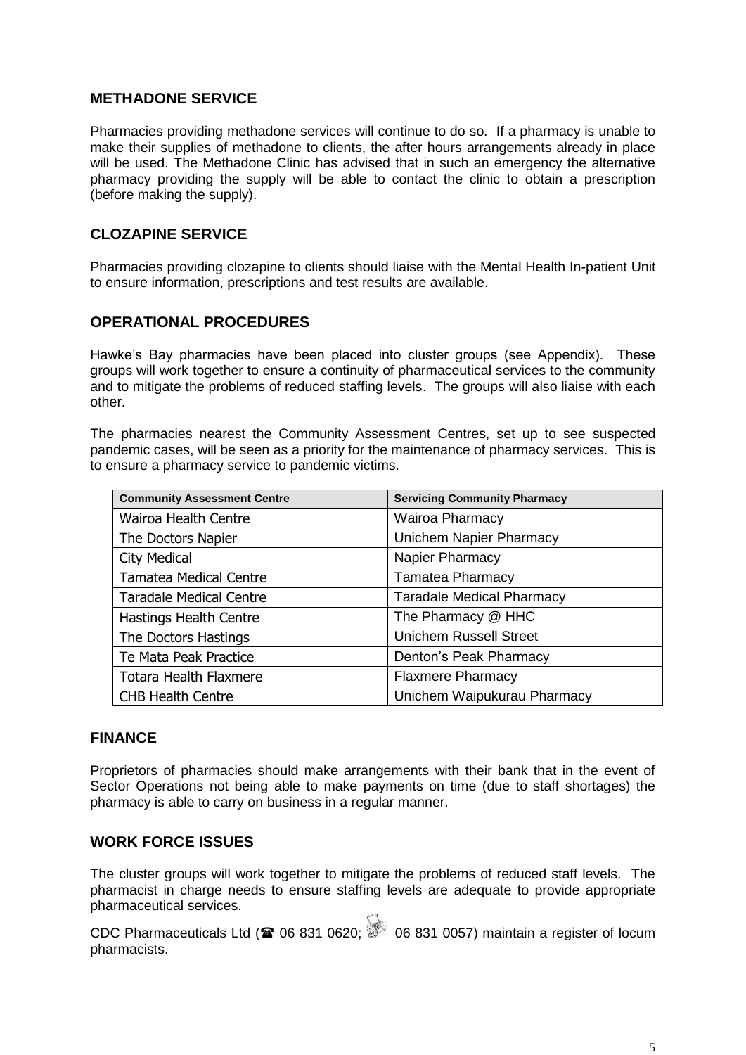## METHADONE SERVICE

Pharmacies providing methadone services will continue to do so. If a pharmacy is unable to make their supplies of methadone to clients, the after hours arrangements already in place will be used. The Methadone Clinic has advised that in such an emergency the alternative pharmacy providing the supply will be able to contact the clinic to obtain a prescription (before making the supply).

## CLOZAPINE SERVICE

Pharmacies providing clozapine to clients should liaise with the Mental Health In-patient Unit to ensure information, prescriptions and test results are available.

## OPERATIONAL PROCEDURES

Hawke's Bay pharmacies have been placed into cluster groups (see Appendix). These groups will work together to ensure a continuity of pharmaceutical services to the community and to mitigate the problems of reduced staffing levels. The groups will also liaise with each other.

The pharmacies nearest the Community Assessment Centres, set up to see suspected pandemic cases, will be seen as a priority for the maintenance of pharmacy services. This is to ensure a pharmacy service to pandemic victims.

| Community Assessment Centre | Servicing Community Pharmacy |
|---|---|
| Wairoa Health Centre | Wairoa Pharmacy |
| The Doctors Napier | Unichem Napier Pharmacy |
| City Medical | Napier Pharmacy |
| Tamatea Medical Centre | Tamatea Pharmacy |
| Taradale Medical Centre | Taradale Medical Pharmacy |
| Hastings Health Centre | The Pharmacy @ HHC |
| The Doctors Hastings | Unichem Russell Street |
| Te Mata Peak Practice | Denton's Peak Pharmacy |
| Totara Health Flaxmere | Flaxmere Pharmacy |
| CHB Health Centre | Unichem Waipukurau Pharmacy |

## FINANCE

Proprietors of pharmacies should make arrangements with their bank that in the event of Sector Operations not being able to make payments on time (due to staff shortages) the pharmacy is able to carry on business in a regular manner.

## WORK FORCE ISSUES

The cluster groups will work together to mitigate the problems of reduced staff levels. The pharmacist in charge needs to ensure staffing levels are adequate to provide appropriate pharmaceutical services.

CDC Pharmaceuticals Ltd (☎ 06 831 0620; 06 831 0057) maintain a register of locum pharmacists.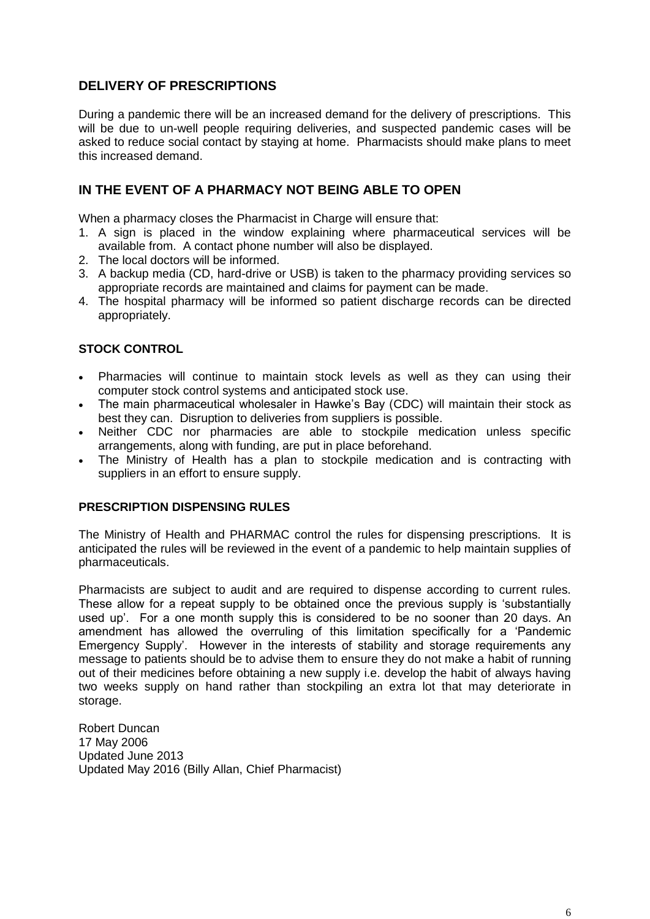## DELIVERY OF PRESCRIPTIONS

During a pandemic there will be an increased demand for the delivery of prescriptions. This will be due to un-well people requiring deliveries, and suspected pandemic cases will be asked to reduce social contact by staying at home. Pharmacists should make plans to meet this increased demand.

## IN THE EVENT OF A PHARMACY NOT BEING ABLE TO OPEN

When a pharmacy closes the Pharmacist in Charge will ensure that:

1. A sign is placed in the window explaining where pharmaceutical services will be available from. A contact phone number will also be displayed.
2. The local doctors will be informed.
3. A backup media (CD, hard-drive or USB) is taken to the pharmacy providing services so appropriate records are maintained and claims for payment can be made.
4. The hospital pharmacy will be informed so patient discharge records can be directed appropriately.

### STOCK CONTROL

- Pharmacies will continue to maintain stock levels as well as they can using their computer stock control systems and anticipated stock use.
- The main pharmaceutical wholesaler in Hawke's Bay (CDC) will maintain their stock as best they can. Disruption to deliveries from suppliers is possible.
- Neither CDC nor pharmacies are able to stockpile medication unless specific arrangements, along with funding, are put in place beforehand.
- The Ministry of Health has a plan to stockpile medication and is contracting with suppliers in an effort to ensure supply.

### PRESCRIPTION DISPENSING RULES

The Ministry of Health and PHARMAC control the rules for dispensing prescriptions. It is anticipated the rules will be reviewed in the event of a pandemic to help maintain supplies of pharmaceuticals.

Pharmacists are subject to audit and are required to dispense according to current rules. These allow for a repeat supply to be obtained once the previous supply is 'substantially used up'. For a one month supply this is considered to be no sooner than 20 days. An amendment has allowed the overruling of this limitation specifically for a 'Pandemic Emergency Supply'. However in the interests of stability and storage requirements any message to patients should be to advise them to ensure they do not make a habit of running out of their medicines before obtaining a new supply i.e. develop the habit of always having two weeks supply on hand rather than stockpiling an extra lot that may deteriorate in storage.

Robert Duncan
17 May 2006
Updated June 2013
Updated May 2016 (Billy Allan, Chief Pharmacist)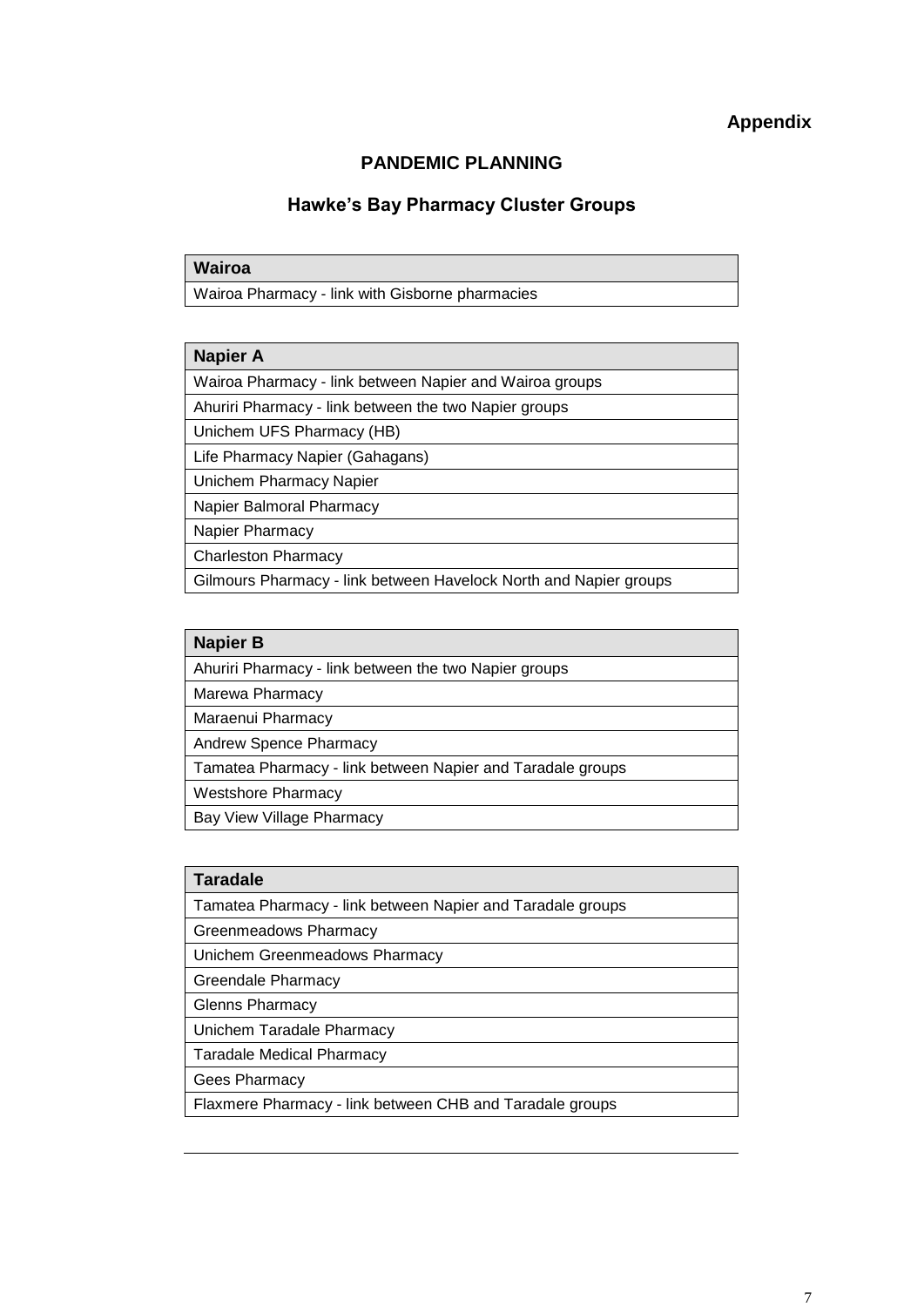**Appendix**

## PANDEMIC PLANNING

### Hawke's Bay Pharmacy Cluster Groups

| Wairoa |
|---|
| Wairoa Pharmacy - link with Gisborne pharmacies |

| Napier A |
|---|
| Wairoa Pharmacy - link between Napier and Wairoa groups |
| Ahuriri Pharmacy - link between the two Napier groups |
| Unichem UFS Pharmacy (HB) |
| Life Pharmacy Napier (Gahagans) |
| Unichem Pharmacy Napier |
| Napier Balmoral Pharmacy |
| Napier Pharmacy |
| Charleston Pharmacy |
| Gilmours Pharmacy - link between Havelock North and Napier groups |

| Napier B |
|---|
| Ahuriri Pharmacy - link between the two Napier groups |
| Marewa Pharmacy |
| Maraenui Pharmacy |
| Andrew Spence Pharmacy |
| Tamatea Pharmacy - link between Napier and Taradale groups |
| Westshore Pharmacy |
| Bay View Village Pharmacy |

| Taradale |
|---|
| Tamatea Pharmacy - link between Napier and Taradale groups |
| Greenmeadows Pharmacy |
| Unichem Greenmeadows Pharmacy |
| Greendale Pharmacy |
| Glenns Pharmacy |
| Unichem Taradale Pharmacy |
| Taradale Medical Pharmacy |
| Gees Pharmacy |
| Flaxmere Pharmacy - link between CHB and Taradale groups |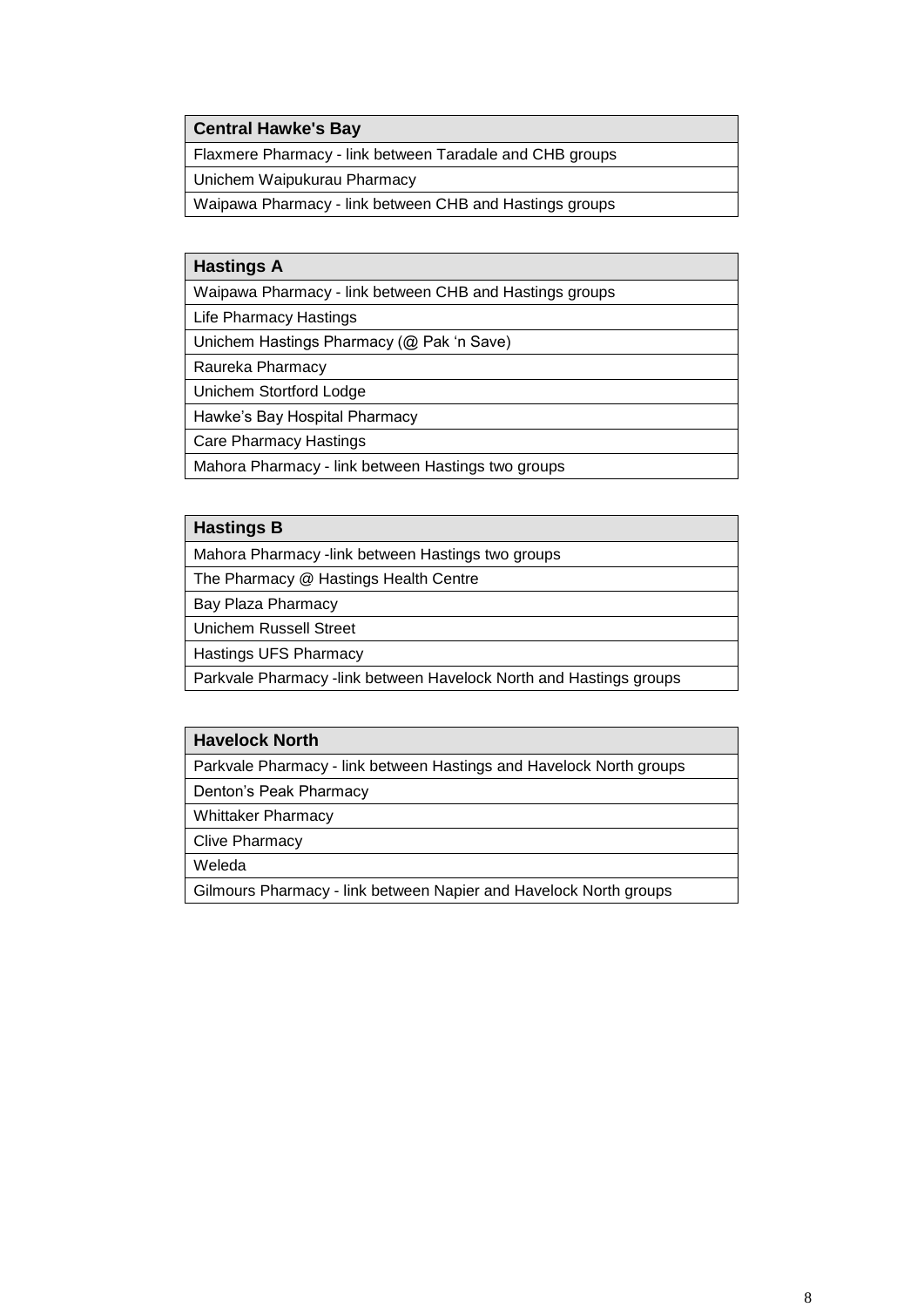| Central Hawke's Bay |
|---|
| Flaxmere Pharmacy - link between Taradale and CHB groups |
| Unichem Waipukurau Pharmacy |
| Waipawa Pharmacy - link between CHB and Hastings groups |

| Hastings A |
|---|
| Waipawa Pharmacy - link between CHB and Hastings groups |
| Life Pharmacy Hastings |
| Unichem Hastings Pharmacy (@ Pak 'n Save) |
| Raureka Pharmacy |
| Unichem Stortford Lodge |
| Hawke's Bay Hospital Pharmacy |
| Care Pharmacy Hastings |
| Mahora Pharmacy - link between Hastings two groups |

| Hastings B |
|---|
| Mahora Pharmacy -link between Hastings two groups |
| The Pharmacy @ Hastings Health Centre |
| Bay Plaza Pharmacy |
| Unichem Russell Street |
| Hastings UFS Pharmacy |
| Parkvale Pharmacy -link between Havelock North and Hastings groups |

| Havelock North |
|---|
| Parkvale Pharmacy - link between Hastings and Havelock North groups |
| Denton's Peak Pharmacy |
| Whittaker Pharmacy |
| Clive Pharmacy |
| Weleda |
| Gilmours Pharmacy - link between Napier and Havelock North groups |